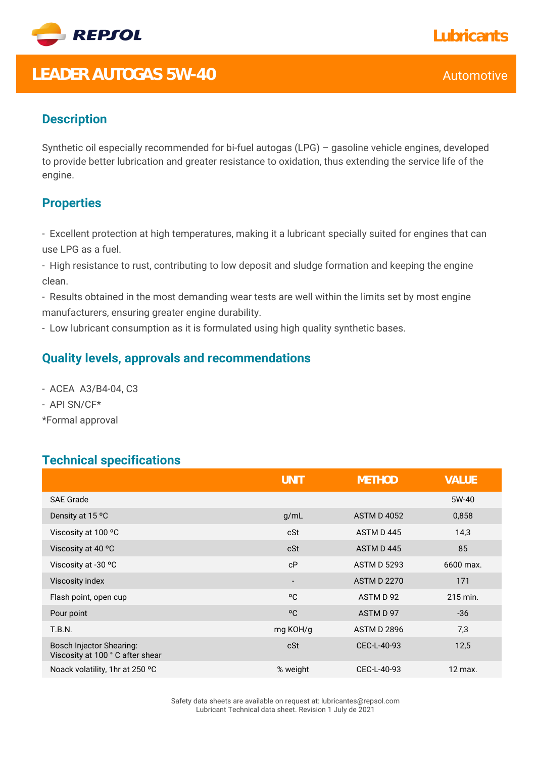REPSOL

Lubricants

# LEADER AUTOGAS 5W-40

Automotive

## Description

Synthetic oil especially recommended for bi-fuel autogas (LPG) – gasoline vehicle engines, developed to provide better lubrication and greater resistance to oxidation, thus extending the service life of the engine.

## Properties

- Excellent protection at high temperatures, making it a lubricant specially suited for engines that can use LPG as a fuel.
- High resistance to rust, contributing to low deposit and sludge formation and keeping the engine clean.
- Results obtained in the most demanding wear tests are well within the limits set by most engine manufacturers, ensuring greater engine durability.
- Low lubricant consumption as it is formulated using high quality synthetic bases.

## Quality levels, approvals and recommendations

- ACEA A3/B4-04, C3
- API SN/CF*

*Formal approval

## Technical specifications

| | UNIT | METHOD | VALUE |
|---|---|---|---|
| SAE Grade | | | 5W-40 |
| Density at 15 ºC | g/mL | ASTM D 4052 | 0,858 |
| Viscosity at 100 ºC | cSt | ASTM D 445 | 14,3 |
| Viscosity at 40 ºC | cSt | ASTM D 445 | 85 |
| Viscosity at -30 ºC | cP | ASTM D 5293 | 6600 max. |
| Viscosity index | - | ASTM D 2270 | 171 |
| Flash point, open cup | ºC | ASTM D 92 | 215 min. |
| Pour point | ºC | ASTM D 97 | -36 |
| T.B.N. | mg KOH/g | ASTM D 2896 | 7,3 |
| Bosch Injector Shearing: Viscosity at 100 ° C after shear | cSt | CEC-L-40-93 | 12,5 |
| Noack volatility, 1hr at 250 ºC | % weight | CEC-L-40-93 | 12 max. |

Safety data sheets are available on request at: lubricantes@repsol.com
Lubricant Technical data sheet. Revision 1 July de 2021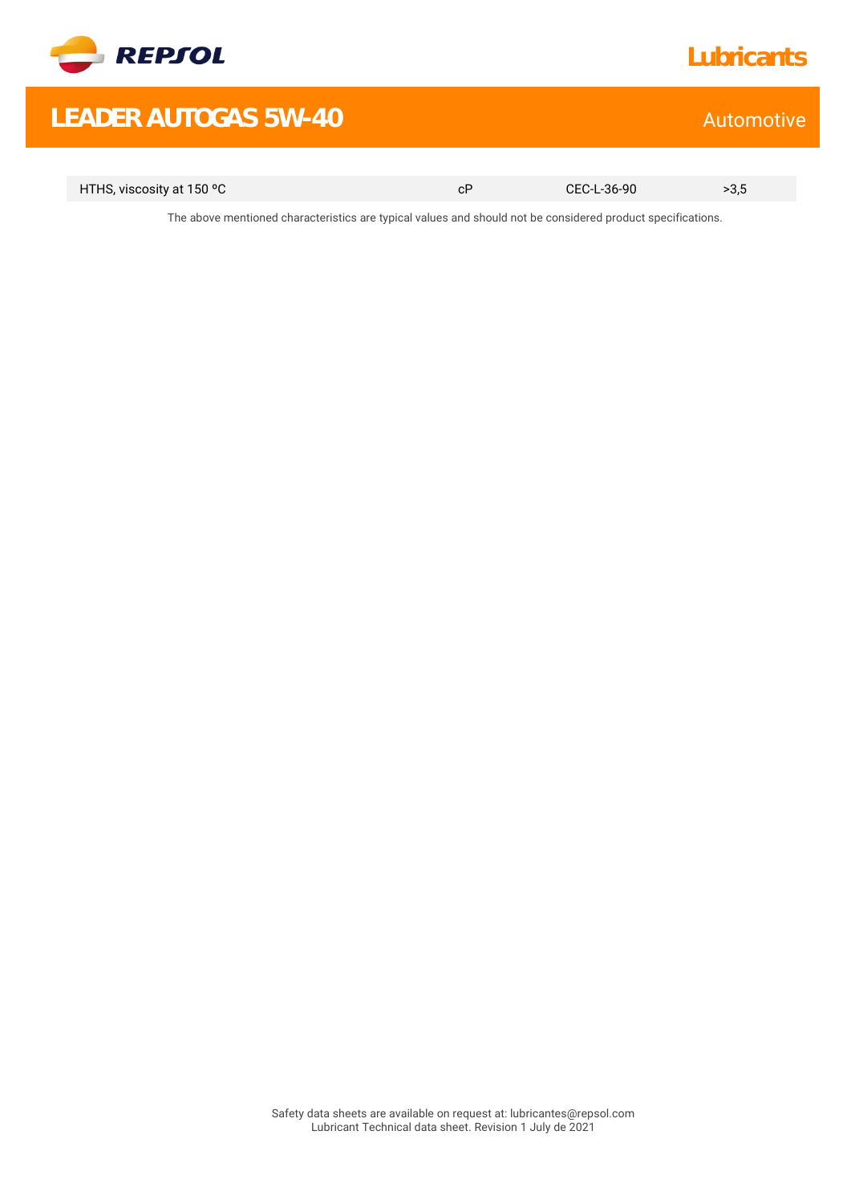# LEADER AUTOGAS 5W-40

Automotive

| | | | |
|---|---|---|---|
| HTHS, viscosity at 150 ºC | cP | CEC-L-36-90 | >3,5 |

The above mentioned characteristics are typical values and should not be considered product specifications.

Safety data sheets are available on request at: lubricantes@repsol.com
Lubricant Technical data sheet. Revision 1 July de 2021